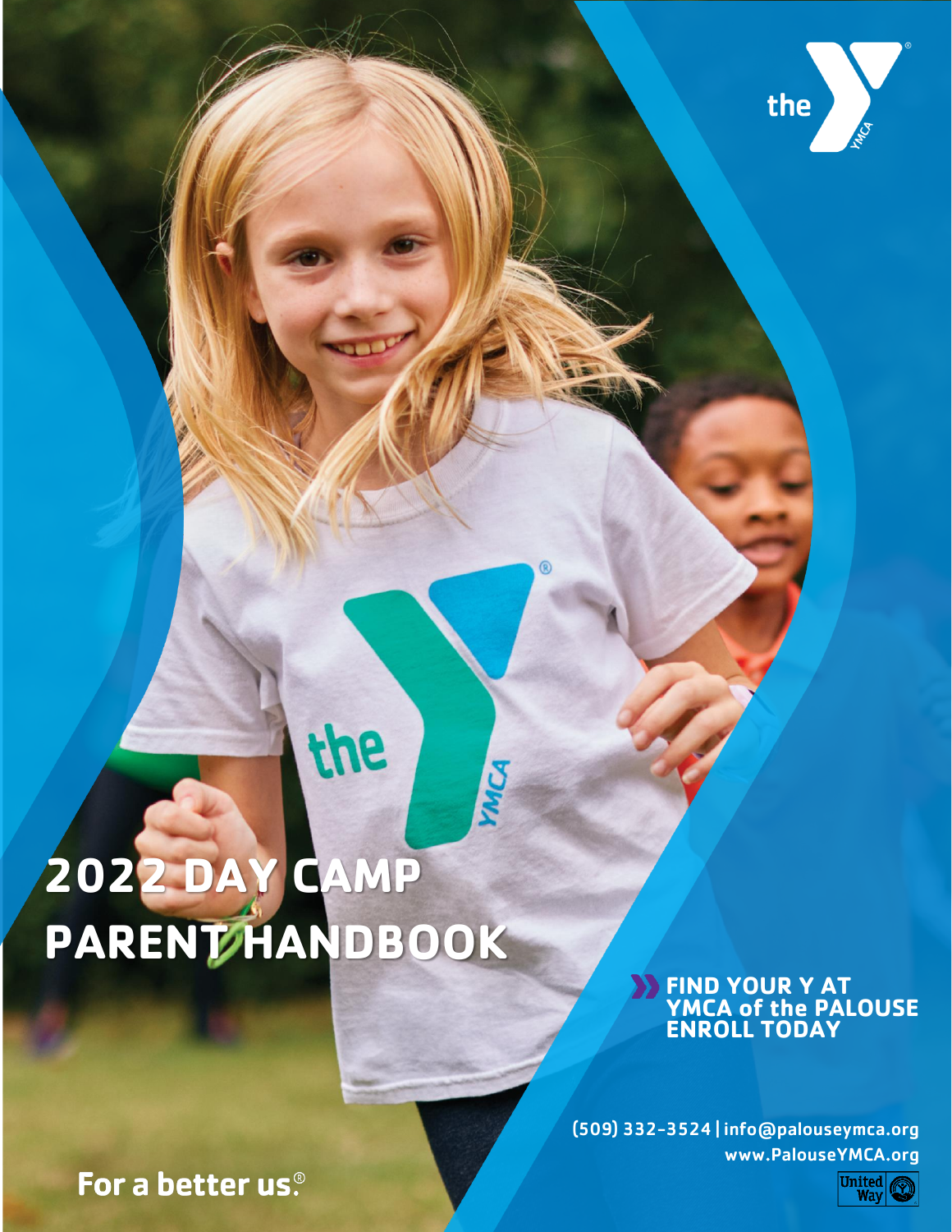# 2022 DAY CAMP PARENT HANDBOOK

**FIND YOUR Y AT YMCA of the PALOUSE ENROLL TODAY**

(509) 332-3524 | info@palouseymca.org
www.PalouseYMCA.org

For a better us.®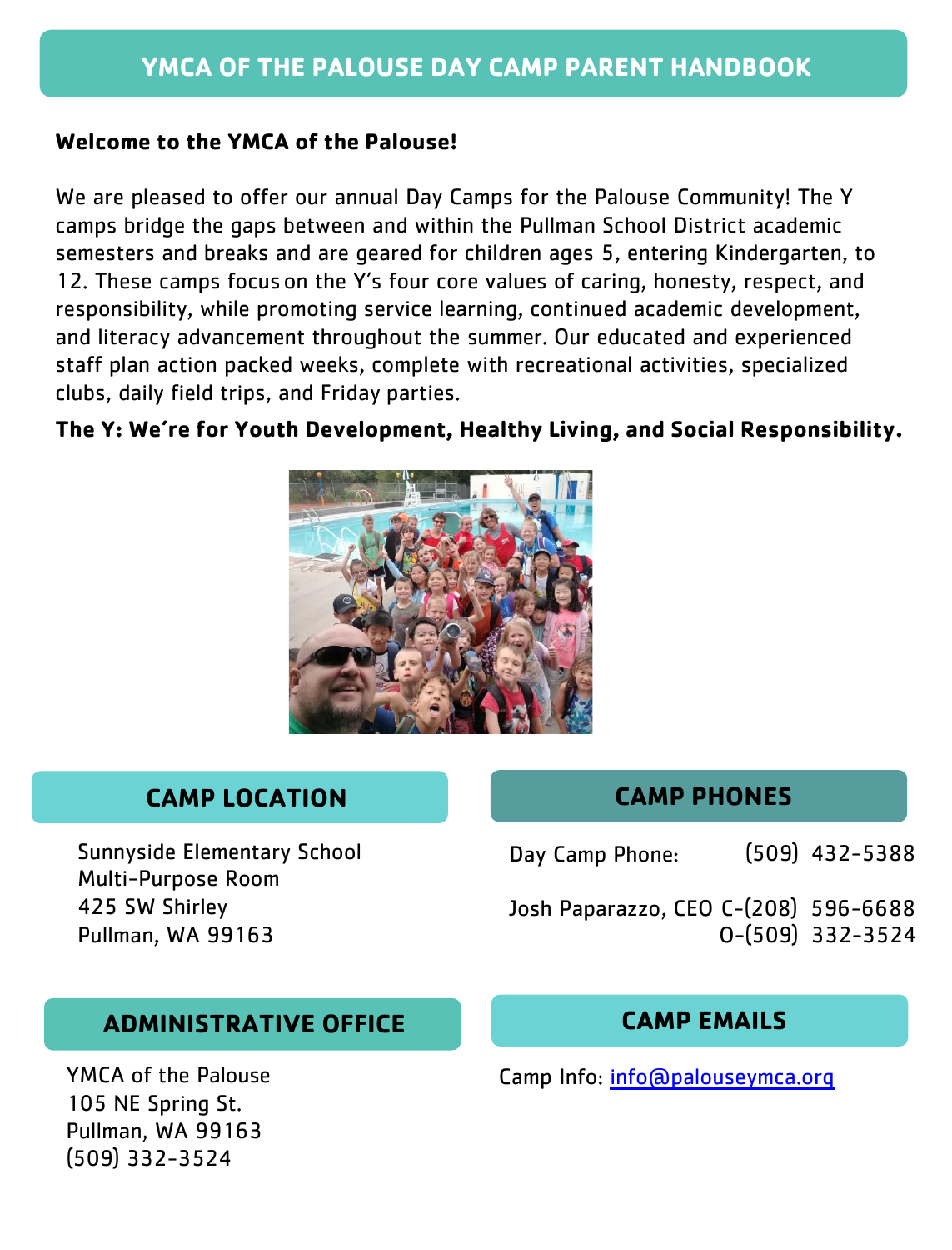# YMCA OF THE PALOUSE DAY CAMP PARENT HANDBOOK

**Welcome to the YMCA of the Palouse!**

We are pleased to offer our annual Day Camps for the Palouse Community! The Y camps bridge the gaps between and within the Pullman School District academic semesters and breaks and are geared for children ages 5, entering Kindergarten, to 12. These camps focus on the Y's four core values of caring, honesty, respect, and responsibility, while promoting service learning, continued academic development, and literacy advancement throughout the summer. Our educated and experienced staff plan action packed weeks, complete with recreational activities, specialized clubs, daily field trips, and Friday parties.

**The Y: We're for Youth Development, Healthy Living, and Social Responsibility.**

## CAMP LOCATION

Sunnyside Elementary School
Multi-Purpose Room
425 SW Shirley
Pullman, WA 99163

## CAMP PHONES

Day Camp Phone: (509) 432-5388

Josh Paparazzo, CEO C-(208) 596-6688
O-(509) 332-3524

## ADMINISTRATIVE OFFICE

YMCA of the Palouse
105 NE Spring St.
Pullman, WA 99163
(509) 332-3524

## CAMP EMAILS

Camp Info: info@palouseymca.org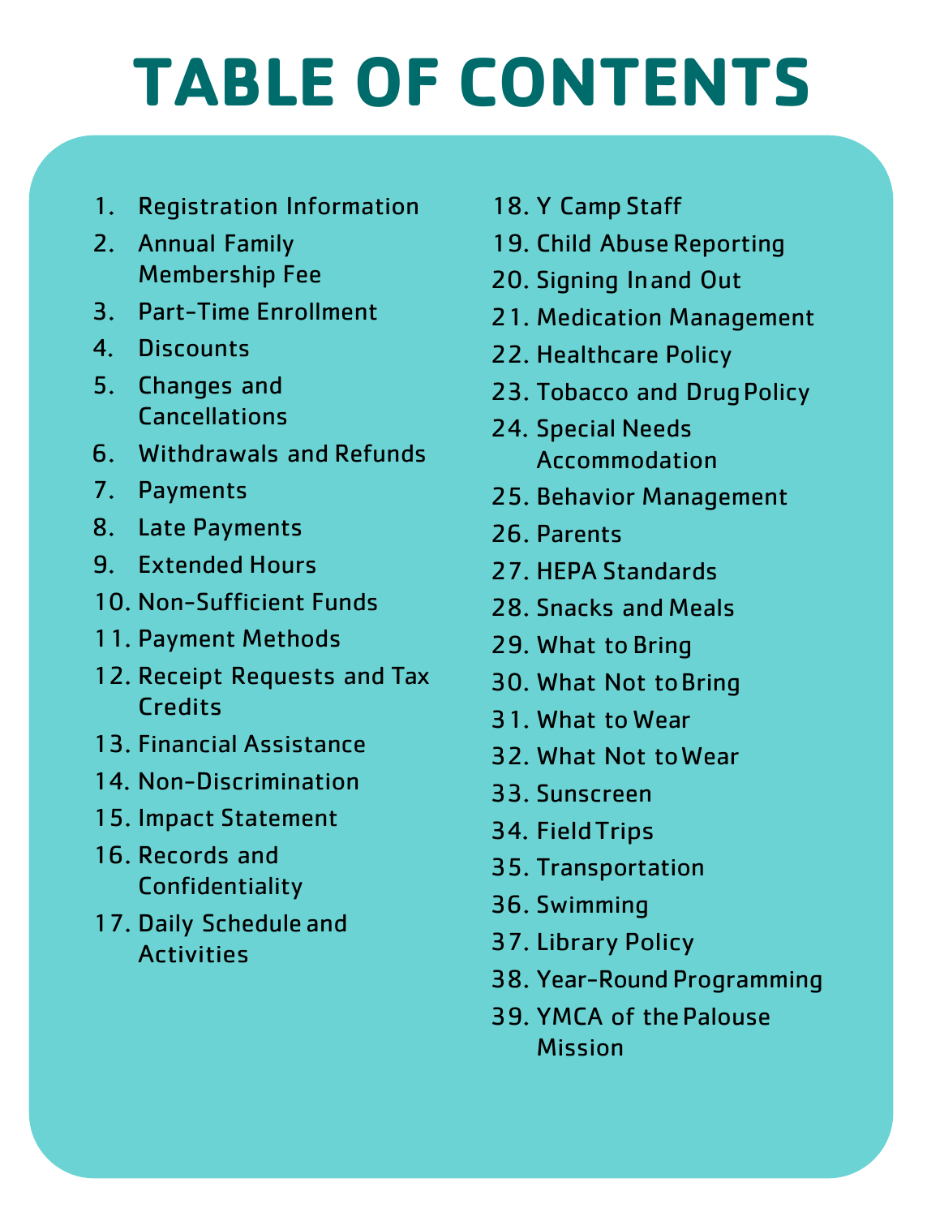# TABLE OF CONTENTS

1. Registration Information
2. Annual Family Membership Fee
3. Part-Time Enrollment
4. Discounts
5. Changes and Cancellations
6. Withdrawals and Refunds
7. Payments
8. Late Payments
9. Extended Hours
10. Non-Sufficient Funds
11. Payment Methods
12. Receipt Requests and Tax Credits
13. Financial Assistance
14. Non-Discrimination
15. Impact Statement
16. Records and Confidentiality
17. Daily Schedule and Activities
18. Y Camp Staff
19. Child Abuse Reporting
20. Signing In and Out
21. Medication Management
22. Healthcare Policy
23. Tobacco and Drug Policy
24. Special Needs Accommodation
25. Behavior Management
26. Parents
27. HEPA Standards
28. Snacks and Meals
29. What to Bring
30. What Not to Bring
31. What to Wear
32. What Not to Wear
33. Sunscreen
34. Field Trips
35. Transportation
36. Swimming
37. Library Policy
38. Year-Round Programming
39. YMCA of the Palouse Mission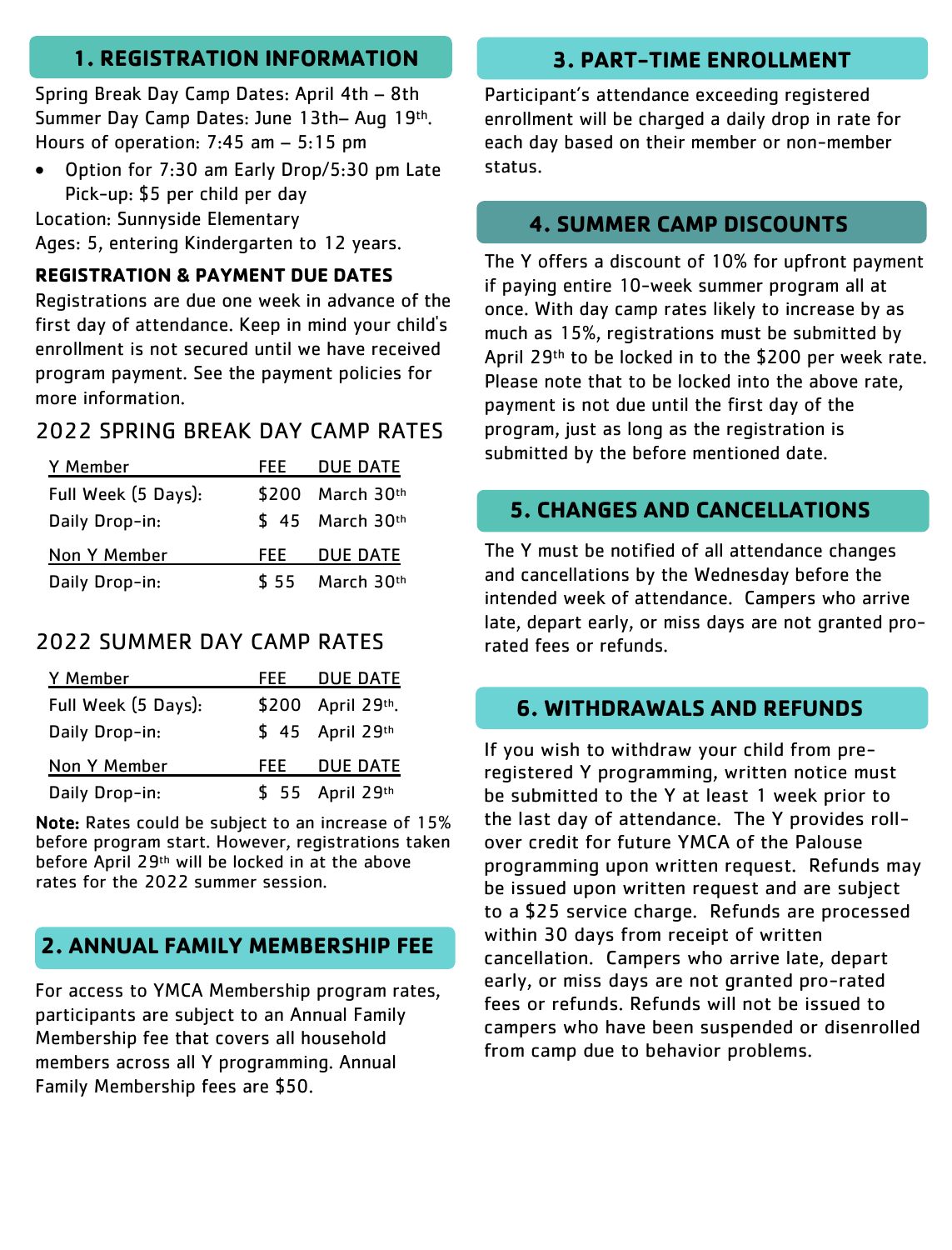## 1. REGISTRATION INFORMATION

Spring Break Day Camp Dates: April 4th – 8th
Summer Day Camp Dates: June 13th– Aug 19th.
Hours of operation: 7:45 am – 5:15 pm

- Option for 7:30 am Early Drop/5:30 pm Late Pick-up: $5 per child per day

Location: Sunnyside Elementary
Ages: 5, entering Kindergarten to 12 years.

**REGISTRATION & PAYMENT DUE DATES**

Registrations are due one week in advance of the first day of attendance. Keep in mind your child's enrollment is not secured until we have received program payment. See the payment policies for more information.

### 2022 SPRING BREAK DAY CAMP RATES

| Y Member | FEE | DUE DATE |
|---|---|---|
| Full Week (5 Days): | $200 | March 30th |
| Daily Drop-in: | $ 45 | March 30th |

| Non Y Member | FEE | DUE DATE |
|---|---|---|
| Daily Drop-in: | $ 55 | March 30th |

### 2022 SUMMER DAY CAMP RATES

| Y Member | FEE | DUE DATE |
|---|---|---|
| Full Week (5 Days): | $200 | April 29th. |
| Daily Drop-in: | $ 45 | April 29th |

| Non Y Member | FEE | DUE DATE |
|---|---|---|
| Daily Drop-in: | $ 55 | April 29th |

**Note:** Rates could be subject to an increase of 15% before program start. However, registrations taken before April 29th will be locked in at the above rates for the 2022 summer session.

## 2. ANNUAL FAMILY MEMBERSHIP FEE

For access to YMCA Membership program rates, participants are subject to an Annual Family Membership fee that covers all household members across all Y programming. Annual Family Membership fees are $50.

## 3. PART-TIME ENROLLMENT

Participant's attendance exceeding registered enrollment will be charged a daily drop in rate for each day based on their member or non-member status.

## 4. SUMMER CAMP DISCOUNTS

The Y offers a discount of 10% for upfront payment if paying entire 10-week summer program all at once. With day camp rates likely to increase by as much as 15%, registrations must be submitted by April 29th to be locked in to the $200 per week rate. Please note that to be locked into the above rate, payment is not due until the first day of the program, just as long as the registration is submitted by the before mentioned date.

## 5. CHANGES AND CANCELLATIONS

The Y must be notified of all attendance changes and cancellations by the Wednesday before the intended week of attendance. Campers who arrive late, depart early, or miss days are not granted pro-rated fees or refunds.

## 6. WITHDRAWALS AND REFUNDS

If you wish to withdraw your child from pre-registered Y programming, written notice must be submitted to the Y at least 1 week prior to the last day of attendance. The Y provides roll-over credit for future YMCA of the Palouse programming upon written request. Refunds may be issued upon written request and are subject to a $25 service charge. Refunds are processed within 30 days from receipt of written cancellation. Campers who arrive late, depart early, or miss days are not granted pro-rated fees or refunds. Refunds will not be issued to campers who have been suspended or disenrolled from camp due to behavior problems.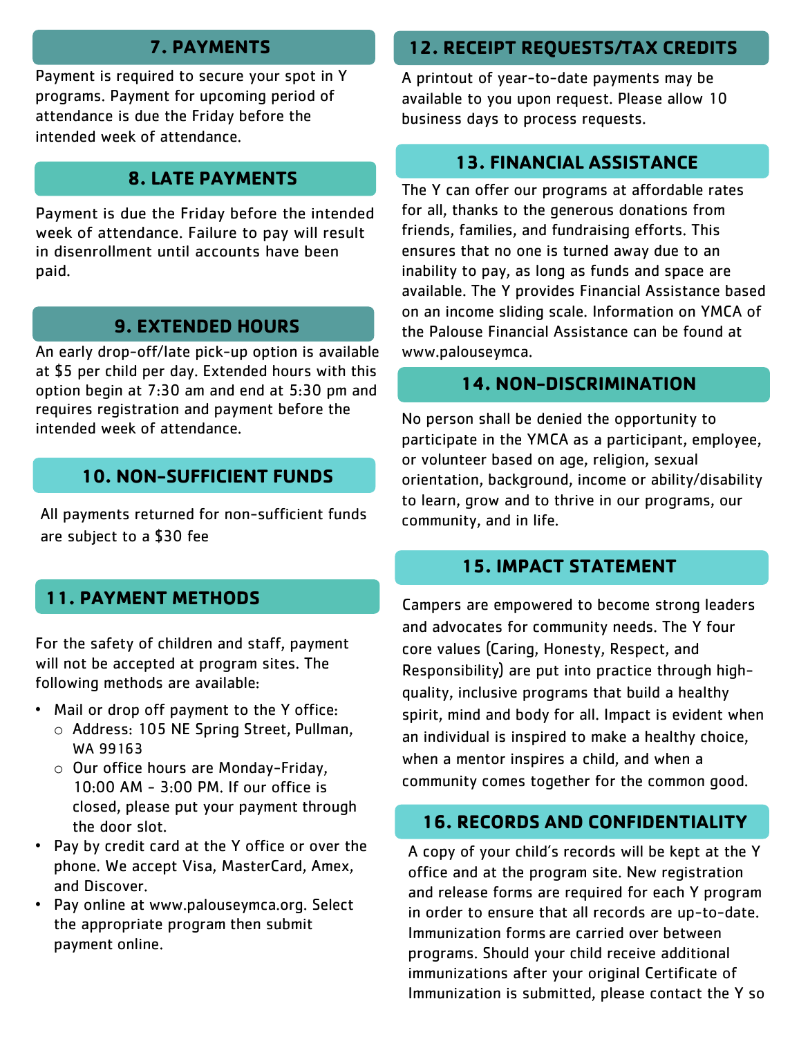## 7. PAYMENTS

Payment is required to secure your spot in Y programs. Payment for upcoming period of attendance is due the Friday before the intended week of attendance.

## 8. LATE PAYMENTS

Payment is due the Friday before the intended week of attendance. Failure to pay will result in disenrollment until accounts have been paid.

## 9. EXTENDED HOURS

An early drop-off/late pick-up option is available at $5 per child per day. Extended hours with this option begin at 7:30 am and end at 5:30 pm and requires registration and payment before the intended week of attendance.

## 10. NON-SUFFICIENT FUNDS

All payments returned for non-sufficient funds are subject to a $30 fee

## 11. PAYMENT METHODS

For the safety of children and staff, payment will not be accepted at program sites. The following methods are available:

- Mail or drop off payment to the Y office:
  - Address: 105 NE Spring Street, Pullman, WA 99163
  - Our office hours are Monday-Friday, 10:00 AM - 3:00 PM. If our office is closed, please put your payment through the door slot.
- Pay by credit card at the Y office or over the phone. We accept Visa, MasterCard, Amex, and Discover.
- Pay online at www.palouseymca.org. Select the appropriate program then submit payment online.

## 12. RECEIPT REQUESTS/TAX CREDITS

A printout of year-to-date payments may be available to you upon request. Please allow 10 business days to process requests.

## 13. FINANCIAL ASSISTANCE

The Y can offer our programs at affordable rates for all, thanks to the generous donations from friends, families, and fundraising efforts. This ensures that no one is turned away due to an inability to pay, as long as funds and space are available. The Y provides Financial Assistance based on an income sliding scale. Information on YMCA of the Palouse Financial Assistance can be found at www.palouseymca.

## 14. NON-DISCRIMINATION

No person shall be denied the opportunity to participate in the YMCA as a participant, employee, or volunteer based on age, religion, sexual orientation, background, income or ability/disability to learn, grow and to thrive in our programs, our community, and in life.

## 15. IMPACT STATEMENT

Campers are empowered to become strong leaders and advocates for community needs. The Y four core values (Caring, Honesty, Respect, and Responsibility) are put into practice through high-quality, inclusive programs that build a healthy spirit, mind and body for all. Impact is evident when an individual is inspired to make a healthy choice, when a mentor inspires a child, and when a community comes together for the common good.

## 16. RECORDS AND CONFIDENTIALITY

A copy of your child's records will be kept at the Y office and at the program site. New registration and release forms are required for each Y program in order to ensure that all records are up-to-date. Immunization forms are carried over between programs. Should your child receive additional immunizations after your original Certificate of Immunization is submitted, please contact the Y so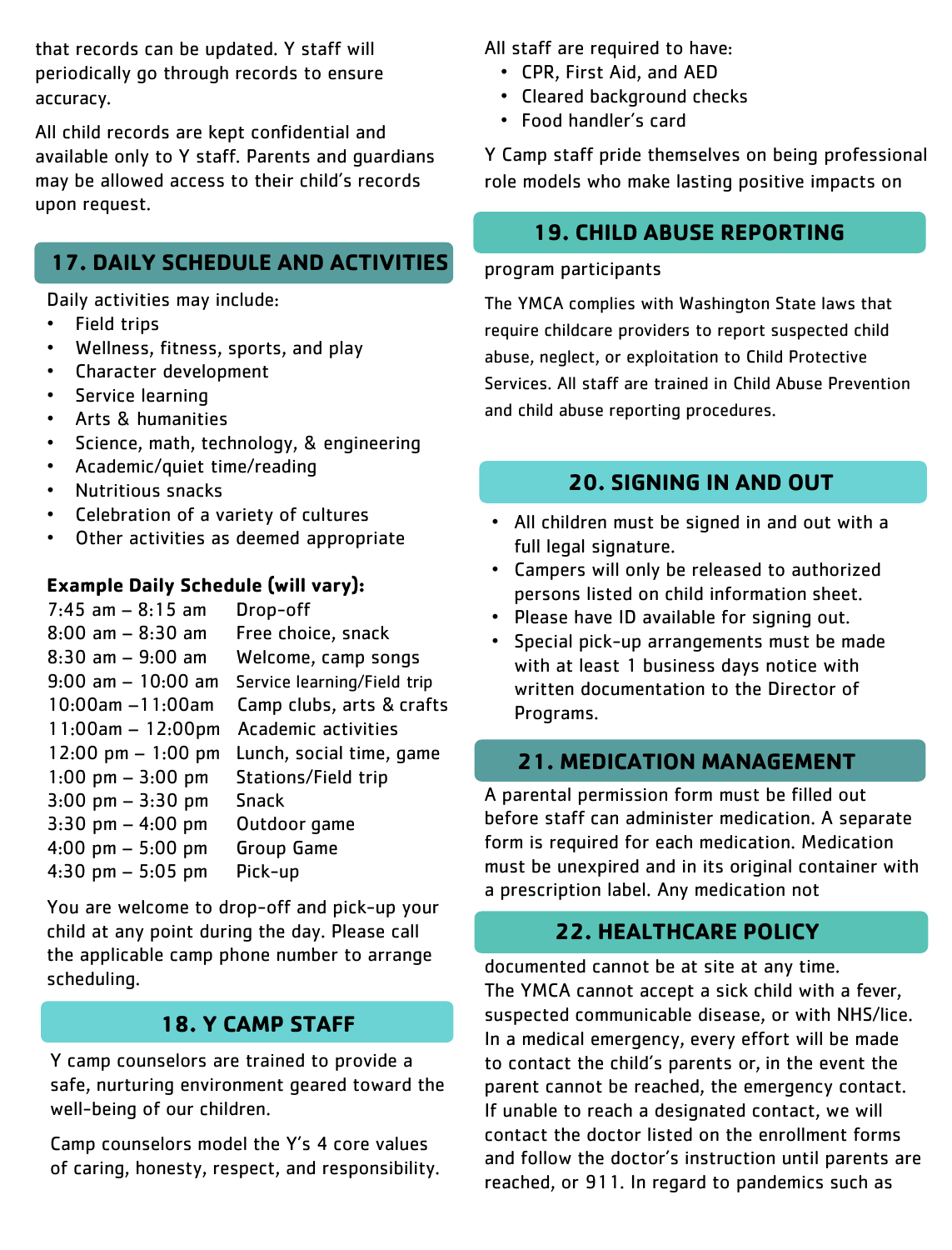that records can be updated. Y staff will periodically go through records to ensure accuracy.

All child records are kept confidential and available only to Y staff. Parents and guardians may be allowed access to their child's records upon request.

## 17. DAILY SCHEDULE AND ACTIVITIES

Daily activities may include:

- Field trips
- Wellness, fitness, sports, and play
- Character development
- Service learning
- Arts & humanities
- Science, math, technology, & engineering
- Academic/quiet time/reading
- Nutritious snacks
- Celebration of a variety of cultures
- Other activities as deemed appropriate

**Example Daily Schedule (will vary):**

| Time | Activity |
|---|---|
| 7:45 am – 8:15 am | Drop-off |
| 8:00 am – 8:30 am | Free choice, snack |
| 8:30 am – 9:00 am | Welcome, camp songs |
| 9:00 am – 10:00 am | Service learning/Field trip |
| 10:00am –11:00am | Camp clubs, arts & crafts |
| 11:00am – 12:00pm | Academic activities |
| 12:00 pm – 1:00 pm | Lunch, social time, game |
| 1:00 pm – 3:00 pm | Stations/Field trip |
| 3:00 pm – 3:30 pm | Snack |
| 3:30 pm – 4:00 pm | Outdoor game |
| 4:00 pm – 5:00 pm | Group Game |
| 4:30 pm – 5:05 pm | Pick-up |

You are welcome to drop-off and pick-up your child at any point during the day. Please call the applicable camp phone number to arrange scheduling.

## 18. Y CAMP STAFF

Y camp counselors are trained to provide a safe, nurturing environment geared toward the well-being of our children.

Camp counselors model the Y's 4 core values of caring, honesty, respect, and responsibility.

All staff are required to have:

- CPR, First Aid, and AED
- Cleared background checks
- Food handler's card

Y Camp staff pride themselves on being professional role models who make lasting positive impacts on program participants

## 19. CHILD ABUSE REPORTING

The YMCA complies with Washington State laws that require childcare providers to report suspected child abuse, neglect, or exploitation to Child Protective Services. All staff are trained in Child Abuse Prevention and child abuse reporting procedures.

## 20. SIGNING IN AND OUT

- All children must be signed in and out with a full legal signature.
- Campers will only be released to authorized persons listed on child information sheet.
- Please have ID available for signing out.
- Special pick-up arrangements must be made with at least 1 business days notice with written documentation to the Director of Programs.

## 21. MEDICATION MANAGEMENT

A parental permission form must be filled out before staff can administer medication. A separate form is required for each medication. Medication must be unexpired and in its original container with a prescription label. Any medication not documented cannot be at site at any time.

## 22. HEALTHCARE POLICY

The YMCA cannot accept a sick child with a fever, suspected communicable disease, or with NHS/lice. In a medical emergency, every effort will be made to contact the child's parents or, in the event the parent cannot be reached, the emergency contact. If unable to reach a designated contact, we will contact the doctor listed on the enrollment forms and follow the doctor's instruction until parents are reached, or 911. In regard to pandemics such as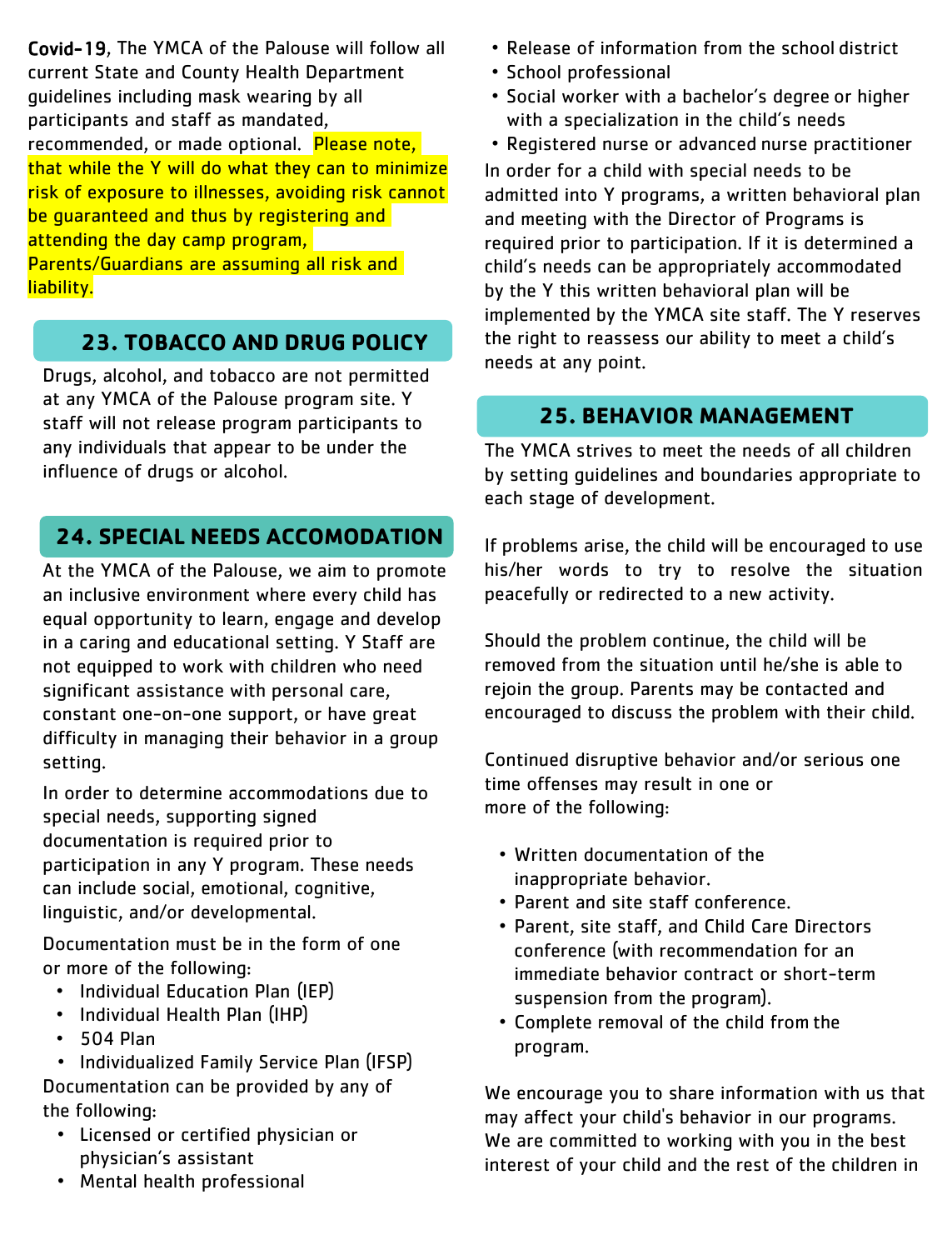**Covid-19**, The YMCA of the Palouse will follow all current State and County Health Department guidelines including mask wearing by all participants and staff as mandated, recommended, or made optional. Please note, that while the Y will do what they can to minimize risk of exposure to illnesses, avoiding risk cannot be guaranteed and thus by registering and attending the day camp program, Parents/Guardians are assuming all risk and liability.

## 23. TOBACCO AND DRUG POLICY

Drugs, alcohol, and tobacco are not permitted at any YMCA of the Palouse program site. Y staff will not release program participants to any individuals that appear to be under the influence of drugs or alcohol.

## 24. SPECIAL NEEDS ACCOMODATION

At the YMCA of the Palouse, we aim to promote an inclusive environment where every child has equal opportunity to learn, engage and develop in a caring and educational setting. Y Staff are not equipped to work with children who need significant assistance with personal care, constant one-on-one support, or have great difficulty in managing their behavior in a group setting.

In order to determine accommodations due to special needs, supporting signed documentation is required prior to participation in any Y program. These needs can include social, emotional, cognitive, linguistic, and/or developmental.

Documentation must be in the form of one or more of the following:

- Individual Education Plan (IEP)
- Individual Health Plan (IHP)
- 504 Plan
- Individualized Family Service Plan (IFSP)

Documentation can be provided by any of the following:

- Licensed or certified physician or physician's assistant
- Mental health professional
- Release of information from the school district
- School professional
- Social worker with a bachelor's degree or higher with a specialization in the child's needs
- Registered nurse or advanced nurse practitioner

In order for a child with special needs to be admitted into Y programs, a written behavioral plan and meeting with the Director of Programs is required prior to participation. If it is determined a child's needs can be appropriately accommodated by the Y this written behavioral plan will be implemented by the YMCA site staff. The Y reserves the right to reassess our ability to meet a child's needs at any point.

## 25. BEHAVIOR MANAGEMENT

The YMCA strives to meet the needs of all children by setting guidelines and boundaries appropriate to each stage of development.

If problems arise, the child will be encouraged to use his/her words to try to resolve the situation peacefully or redirected to a new activity.

Should the problem continue, the child will be removed from the situation until he/she is able to rejoin the group. Parents may be contacted and encouraged to discuss the problem with their child.

Continued disruptive behavior and/or serious one time offenses may result in one or more of the following:

- Written documentation of the inappropriate behavior.
- Parent and site staff conference.
- Parent, site staff, and Child Care Directors conference (with recommendation for an immediate behavior contract or short-term suspension from the program).
- Complete removal of the child from the program.

We encourage you to share information with us that may affect your child's behavior in our programs. We are committed to working with you in the best interest of your child and the rest of the children in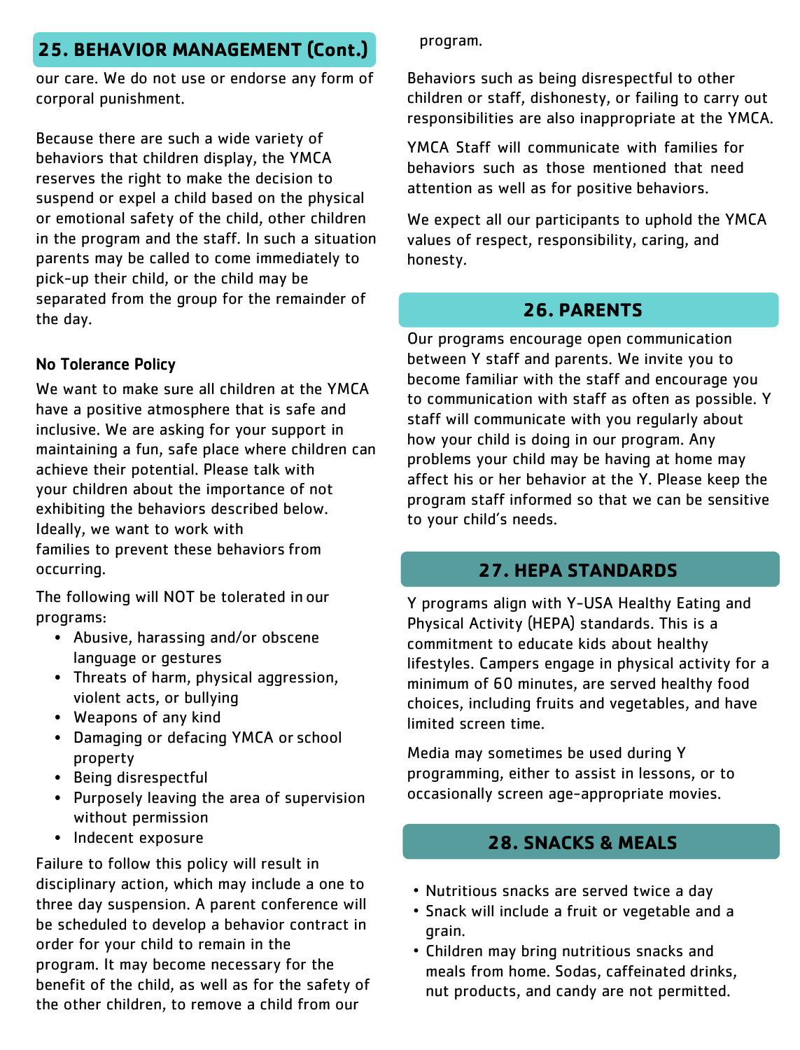## 25. BEHAVIOR MANAGEMENT (Cont.)

our care. We do not use or endorse any form of corporal punishment.

Because there are such a wide variety of behaviors that children display, the YMCA reserves the right to make the decision to suspend or expel a child based on the physical or emotional safety of the child, other children in the program and the staff. In such a situation parents may be called to come immediately to pick-up their child, or the child may be separated from the group for the remainder of the day.

### No Tolerance Policy

We want to make sure all children at the YMCA have a positive atmosphere that is safe and inclusive. We are asking for your support in maintaining a fun, safe place where children can achieve their potential. Please talk with your children about the importance of not exhibiting the behaviors described below. Ideally, we want to work with families to prevent these behaviors from occurring.

The following will NOT be tolerated in our programs:

- Abusive, harassing and/or obscene language or gestures
- Threats of harm, physical aggression, violent acts, or bullying
- Weapons of any kind
- Damaging or defacing YMCA or school property
- Being disrespectful
- Purposely leaving the area of supervision without permission
- Indecent exposure

Failure to follow this policy will result in disciplinary action, which may include a one to three day suspension. A parent conference will be scheduled to develop a behavior contract in order for your child to remain in the program. It may become necessary for the benefit of the child, as well as for the safety of the other children, to remove a child from our program.

Behaviors such as being disrespectful to other children or staff, dishonesty, or failing to carry out responsibilities are also inappropriate at the YMCA.

YMCA Staff will communicate with families for behaviors such as those mentioned that need attention as well as for positive behaviors.

We expect all our participants to uphold the YMCA values of respect, responsibility, caring, and honesty.

## 26. PARENTS

Our programs encourage open communication between Y staff and parents. We invite you to become familiar with the staff and encourage you to communication with staff as often as possible. Y staff will communicate with you regularly about how your child is doing in our program. Any problems your child may be having at home may affect his or her behavior at the Y. Please keep the program staff informed so that we can be sensitive to your child's needs.

## 27. HEPA STANDARDS

Y programs align with Y-USA Healthy Eating and Physical Activity (HEPA) standards. This is a commitment to educate kids about healthy lifestyles. Campers engage in physical activity for a minimum of 60 minutes, are served healthy food choices, including fruits and vegetables, and have limited screen time.

Media may sometimes be used during Y programming, either to assist in lessons, or to occasionally screen age-appropriate movies.

## 28. SNACKS & MEALS

- Nutritious snacks are served twice a day
- Snack will include a fruit or vegetable and a grain.
- Children may bring nutritious snacks and meals from home. Sodas, caffeinated drinks, nut products, and candy are not permitted.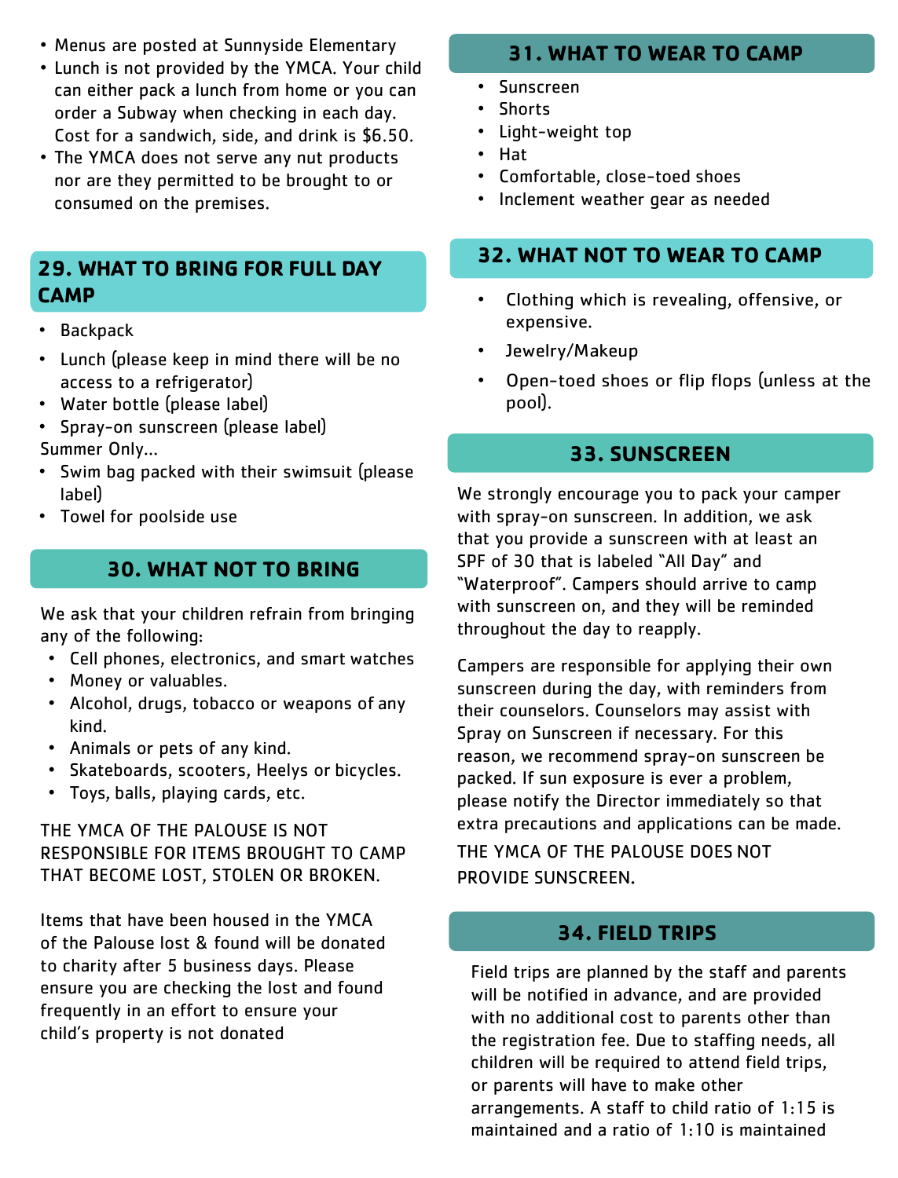- Menus are posted at Sunnyside Elementary
- Lunch is not provided by the YMCA. Your child can either pack a lunch from home or you can order a Subway when checking in each day. Cost for a sandwich, side, and drink is $6.50.
- The YMCA does not serve any nut products nor are they permitted to be brought to or consumed on the premises.

## 29. WHAT TO BRING FOR FULL DAY CAMP

- Backpack
- Lunch (please keep in mind there will be no access to a refrigerator)
- Water bottle (please label)
- Spray-on sunscreen (please label)

Summer Only...

- Swim bag packed with their swimsuit (please label)
- Towel for poolside use

## 30. WHAT NOT TO BRING

We ask that your children refrain from bringing any of the following:

- Cell phones, electronics, and smart watches
- Money or valuables.
- Alcohol, drugs, tobacco or weapons of any kind.
- Animals or pets of any kind.
- Skateboards, scooters, Heelys or bicycles.
- Toys, balls, playing cards, etc.

THE YMCA OF THE PALOUSE IS NOT RESPONSIBLE FOR ITEMS BROUGHT TO CAMP THAT BECOME LOST, STOLEN OR BROKEN.

Items that have been housed in the YMCA of the Palouse lost & found will be donated to charity after 5 business days. Please ensure you are checking the lost and found frequently in an effort to ensure your child's property is not donated

## 31. WHAT TO WEAR TO CAMP

- Sunscreen
- Shorts
- Light-weight top
- Hat
- Comfortable, close-toed shoes
- Inclement weather gear as needed

## 32. WHAT NOT TO WEAR TO CAMP

- Clothing which is revealing, offensive, or expensive.
- Jewelry/Makeup
- Open-toed shoes or flip flops (unless at the pool).

## 33. SUNSCREEN

We strongly encourage you to pack your camper with spray-on sunscreen. In addition, we ask that you provide a sunscreen with at least an SPF of 30 that is labeled "All Day" and "Waterproof". Campers should arrive to camp with sunscreen on, and they will be reminded throughout the day to reapply.

Campers are responsible for applying their own sunscreen during the day, with reminders from their counselors. Counselors may assist with Spray on Sunscreen if necessary. For this reason, we recommend spray-on sunscreen be packed. If sun exposure is ever a problem, please notify the Director immediately so that extra precautions and applications can be made.

THE YMCA OF THE PALOUSE DOES NOT PROVIDE SUNSCREEN.

## 34. FIELD TRIPS

Field trips are planned by the staff and parents will be notified in advance, and are provided with no additional cost to parents other than the registration fee. Due to staffing needs, all children will be required to attend field trips, or parents will have to make other arrangements. A staff to child ratio of 1:15 is maintained and a ratio of 1:10 is maintained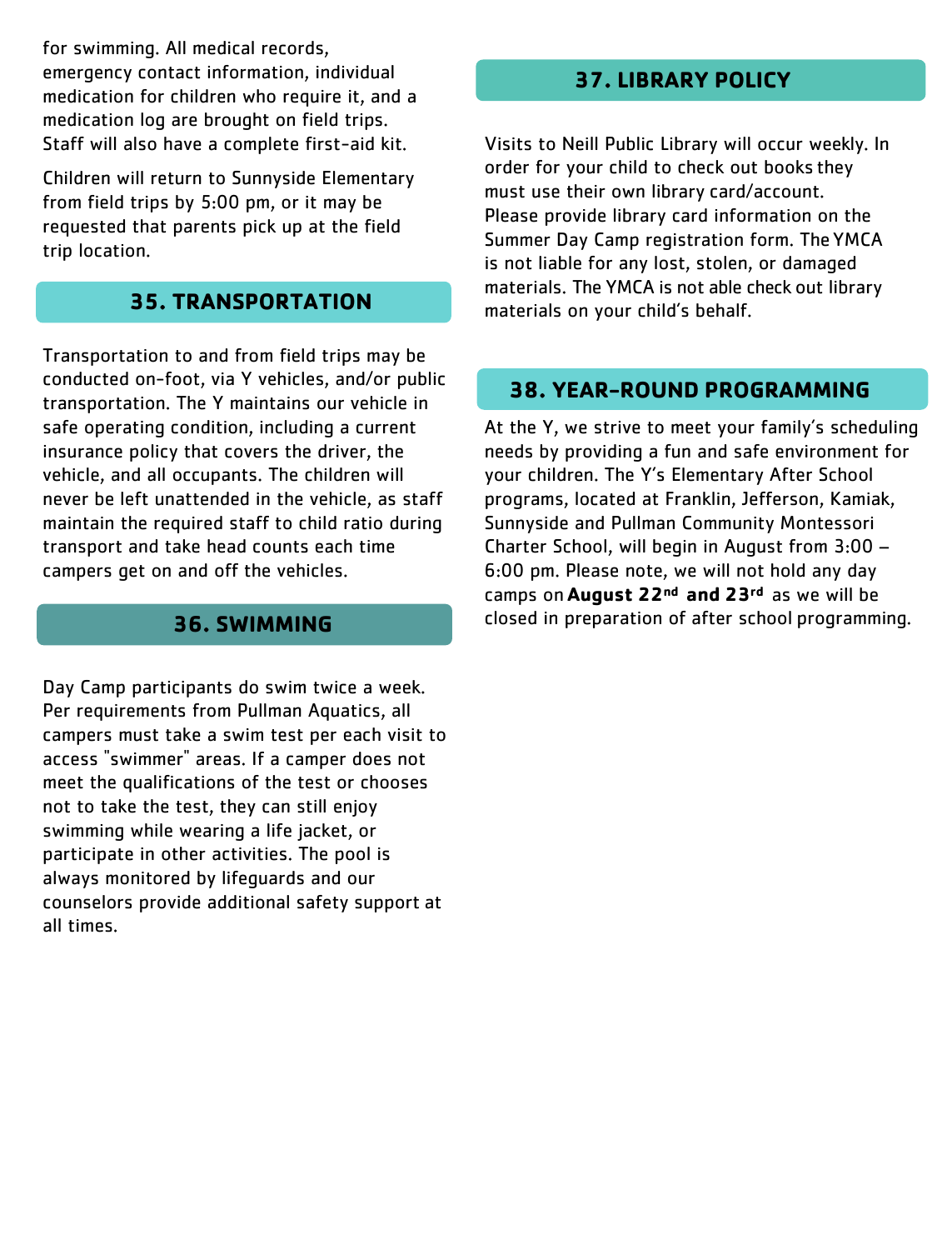for swimming. All medical records, emergency contact information, individual medication for children who require it, and a medication log are brought on field trips. Staff will also have a complete first-aid kit.

Children will return to Sunnyside Elementary from field trips by 5:00 pm, or it may be requested that parents pick up at the field trip location.

## 35. TRANSPORTATION

Transportation to and from field trips may be conducted on-foot, via Y vehicles, and/or public transportation. The Y maintains our vehicle in safe operating condition, including a current insurance policy that covers the driver, the vehicle, and all occupants. The children will never be left unattended in the vehicle, as staff maintain the required staff to child ratio during transport and take head counts each time campers get on and off the vehicles.

## 36. SWIMMING

Day Camp participants do swim twice a week. Per requirements from Pullman Aquatics, all campers must take a swim test per each visit to access "swimmer" areas. If a camper does not meet the qualifications of the test or chooses not to take the test, they can still enjoy swimming while wearing a life jacket, or participate in other activities. The pool is always monitored by lifeguards and our counselors provide additional safety support at all times.

## 37. LIBRARY POLICY

Visits to Neill Public Library will occur weekly. In order for your child to check out books they must use their own library card/account. Please provide library card information on the Summer Day Camp registration form. The YMCA is not liable for any lost, stolen, or damaged materials. The YMCA is not able check out library materials on your child's behalf.

## 38. YEAR-ROUND PROGRAMMING

At the Y, we strive to meet your family's scheduling needs by providing a fun and safe environment for your children. The Y's Elementary After School programs, located at Franklin, Jefferson, Kamiak, Sunnyside and Pullman Community Montessori Charter School, will begin in August from 3:00 – 6:00 pm. Please note, we will not hold any day camps on **August 22nd and 23rd** as we will be closed in preparation of after school programming.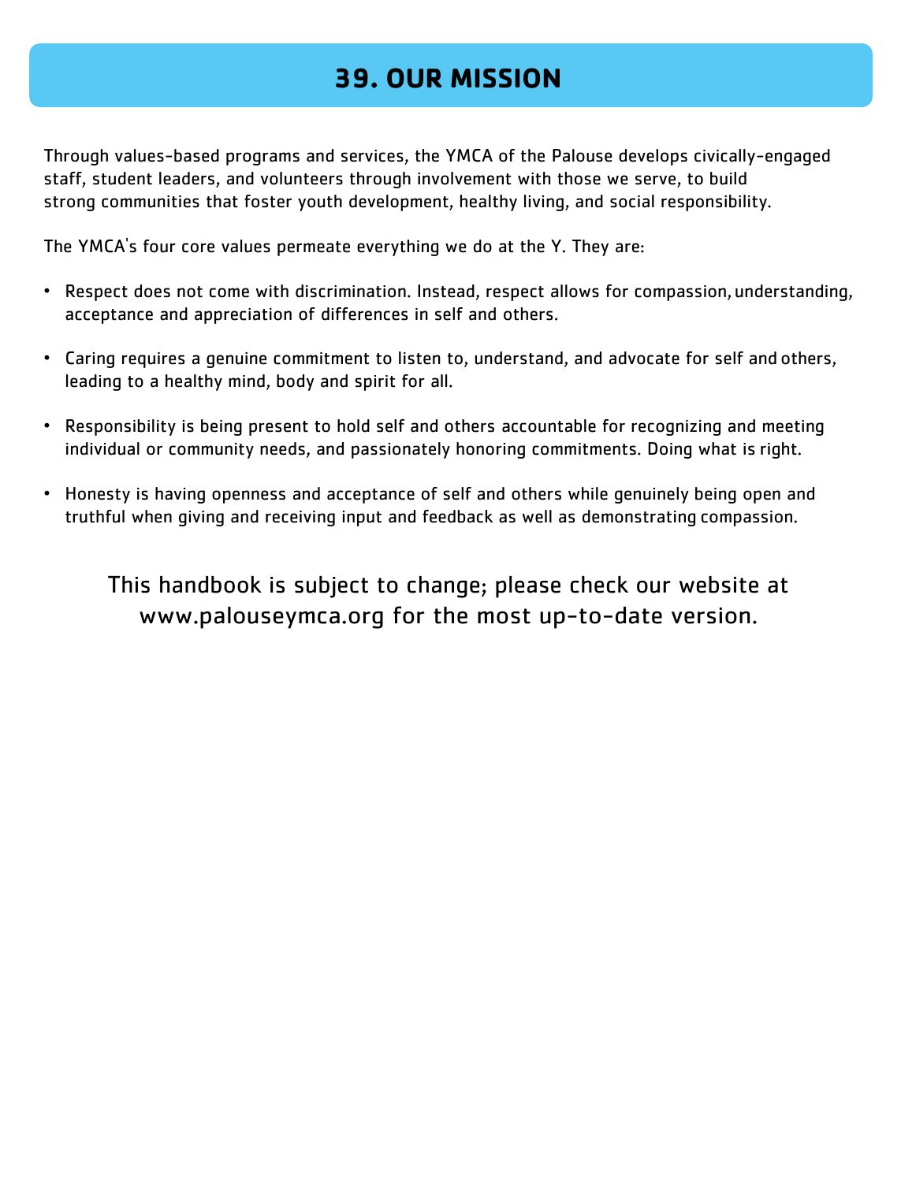# 39. OUR MISSION

Through values-based programs and services, the YMCA of the Palouse develops civically-engaged staff, student leaders, and volunteers through involvement with those we serve, to build strong communities that foster youth development, healthy living, and social responsibility.

The YMCA's four core values permeate everything we do at the Y. They are:

- Respect does not come with discrimination. Instead, respect allows for compassion, understanding, acceptance and appreciation of differences in self and others.
- Caring requires a genuine commitment to listen to, understand, and advocate for self and others, leading to a healthy mind, body and spirit for all.
- Responsibility is being present to hold self and others accountable for recognizing and meeting individual or community needs, and passionately honoring commitments. Doing what is right.
- Honesty is having openness and acceptance of self and others while genuinely being open and truthful when giving and receiving input and feedback as well as demonstrating compassion.

This handbook is subject to change; please check our website at www.palouseymca.org for the most up-to-date version.